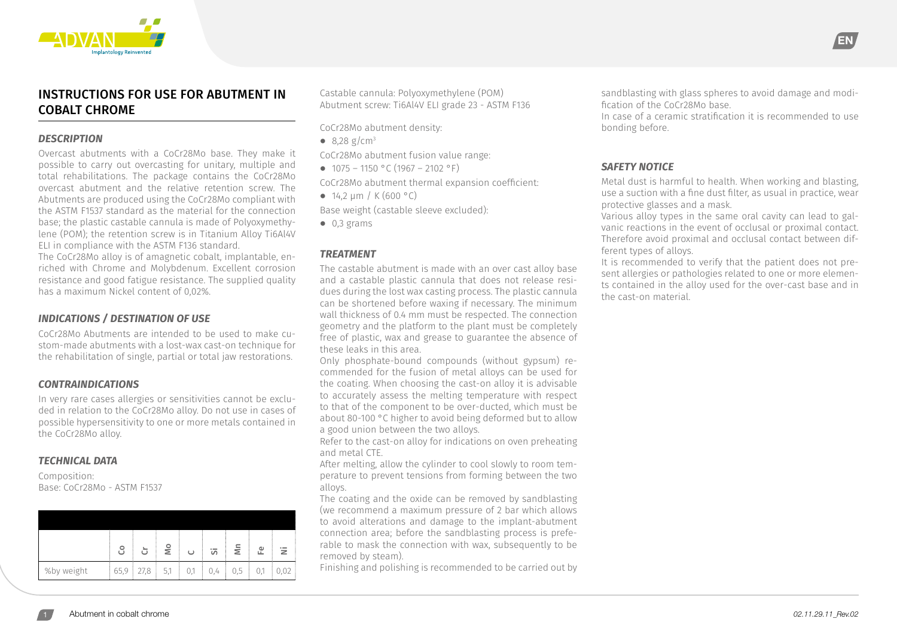# INSTRUCTIONS FOR USE FOR ABUTMENT IN COBALT CHROME

### *DESCRIPTION*

Overcast abutments with a CoCr28Mo base. They make it possible to carry out overcasting for unitary, multiple and total rehabilitations. The package contains the CoCr28Mo overcast abutment and the relative retention screw. The Abutments are produced using the CoCr28Mo compliant with the ASTM F1537 standard as the material for the connection base; the plastic castable cannula is made of Polyoxymethylene (POM); the retention screw is in Titanium Alloy Ti6Al4V ELI in compliance with the ASTM F136 standard.

The CoCr28Mo alloy is of amagnetic cobalt, implantable, enriched with Chrome and Molybdenum. Excellent corrosion resistance and good fatigue resistance. The supplied quality has a maximum Nickel content of 0,02%.

### *INDICATIONS / DESTINATION OF USE*

CoCr28Mo Abutments are intended to be used to make custom-made abutments with a lost-wax cast-on technique for the rehabilitation of single, partial or total jaw restorations.

### *CONTRAINDICATIONS*

In very rare cases allergies or sensitivities cannot be excluded in relation to the CoCr28Mo alloy. Do not use in cases of possible hypersensitivity to one or more metals contained in the CoCr28Mo alloy.

### *TECHNICAL DATA*

Composition:
Base: CoCr28Mo - ASTM F1537

| | Co | Cr | Mo | C | Si | Mn | Fe | Ni |
|---|---|---|---|---|---|---|---|---|
| %by weight | 65,9 | 27,8 | 5,1 | 0,1 | 0,4 | 0,5 | 0,1 | 0,02 |

Castable cannula: Polyoxymethylene (POM)
Abutment screw: Ti6Al4V ELI grade 23 - ASTM F136

CoCr28Mo abutment density:

- 8,28 g/cm$^3$

CoCr28Mo abutment fusion value range:

- 1075 – 1150 °C (1967 – 2102 °F)

CoCr28Mo abutment thermal expansion coefficient:

- 14,2 µm / K (600 °C)

Base weight (castable sleeve excluded):

- 0,3 grams

### *TREATMENT*

The castable abutment is made with an over cast alloy base and a castable plastic cannula that does not release residues during the lost wax casting process. The plastic cannula can be shortened before waxing if necessary. The minimum wall thickness of 0.4 mm must be respected. The connection geometry and the platform to the plant must be completely free of plastic, wax and grease to guarantee the absence of these leaks in this area.

Only phosphate-bound compounds (without gypsum) recommended for the fusion of metal alloys can be used for the coating. When choosing the cast-on alloy it is advisable to accurately assess the melting temperature with respect to that of the component to be over-ducted, which must be about 80-100 °C higher to avoid being deformed but to allow a good union between the two alloys.

Refer to the cast-on alloy for indications on oven preheating and metal CTE.

After melting, allow the cylinder to cool slowly to room temperature to prevent tensions from forming between the two alloys.

The coating and the oxide can be removed by sandblasting (we recommend a maximum pressure of 2 bar which allows to avoid alterations and damage to the implant-abutment connection area; before the sandblasting process is preferable to mask the connection with wax, subsequently to be removed by steam).

Finishing and polishing is recommended to be carried out by sandblasting with glass spheres to avoid damage and modification of the CoCr28Mo base.

In case of a ceramic stratification it is recommended to use bonding before.

### *SAFETY NOTICE*

Metal dust is harmful to health. When working and blasting, use a suction with a fine dust filter, as usual in practice, wear protective glasses and a mask.

Various alloy types in the same oral cavity can lead to galvanic reactions in the event of occlusal or proximal contact. Therefore avoid proximal and occlusal contact between different types of alloys.

It is recommended to verify that the patient does not present allergies or pathologies related to one or more elements contained in the alloy used for the over-cast base and in the cast-on material.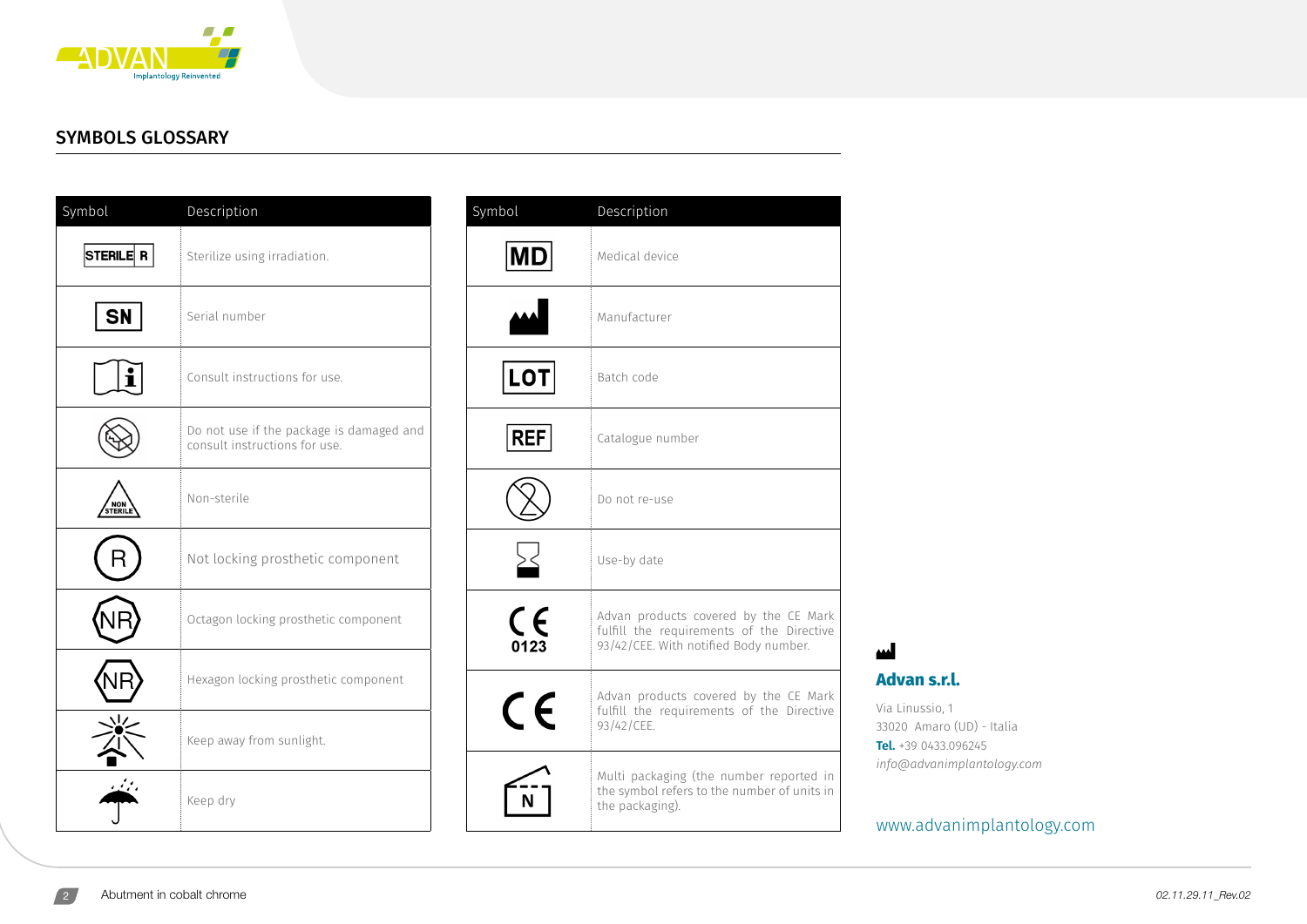## SYMBOLS GLOSSARY

| Symbol | Description |
|---|---|
| STERILE R | Sterilize using irradiation. |
| SN | Serial number |
| | Consult instructions for use. |
| | Do not use if the package is damaged and consult instructions for use. |
| NON STERILE | Non-sterile |
| R | Not locking prosthetic component |
| NR | Octagon locking prosthetic component |
| NR | Hexagon locking prosthetic component |
| | Keep away from sunlight. |
| | Keep dry |

| Symbol | Description |
|---|---|
| MD | Medical device |
| | Manufacturer |
| LOT | Batch code |
| REF | Catalogue number |
| | Do not re-use |
| | Use-by date |
| CE 0123 | Advan products covered by the CE Mark fulfill the requirements of the Directive 93/42/CEE. With notified Body number. |
| CE | Advan products covered by the CE Mark fulfill the requirements of the Directive 93/42/CEE. |
| N | Multi packaging (the number reported in the symbol refers to the number of units in the packaging). |

**Advan s.r.l.**

Via Linussio, 1
33020 Amaro (UD) - Italia
**Tel.** +39 0433.096245
*info@advanimplantology.com*

www.advanimplantology.com